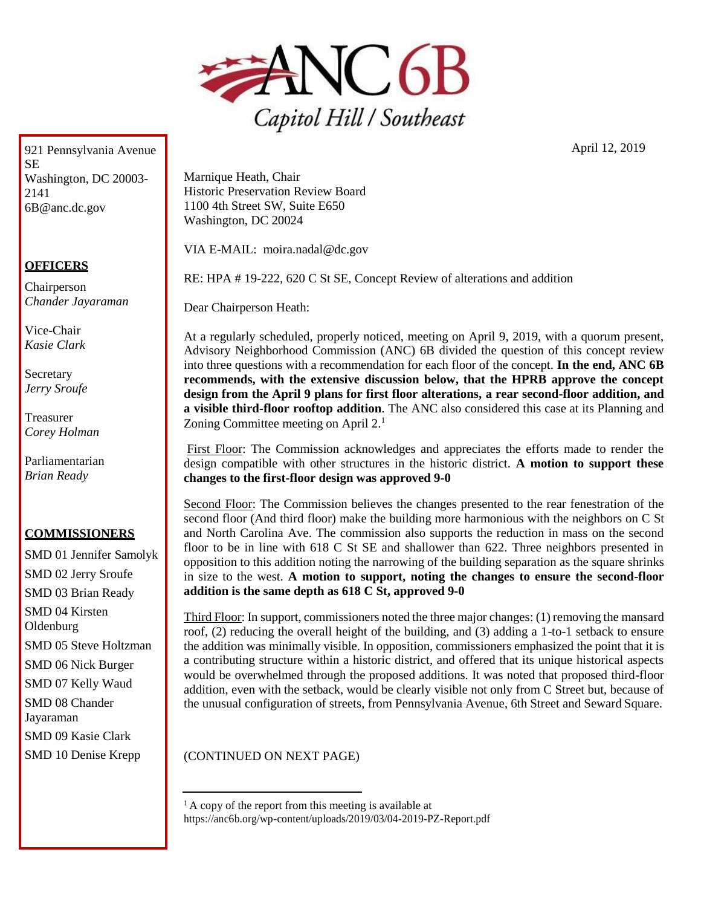# ANC 6B
Capitol Hill / Southeast

921 Pennsylvania Avenue SE
Washington, DC 20003-2141
6B@anc.dc.gov

**OFFICERS**

Chairperson
*Chander Jayaraman*

Vice-Chair
*Kasie Clark*

Secretary
*Jerry Sroufe*

Treasurer
*Corey Holman*

Parliamentarian
*Brian Ready*

**COMMISSIONERS**

SMD 01 Jennifer Samolyk
SMD 02 Jerry Sroufe
SMD 03 Brian Ready
SMD 04 Kirsten Oldenburg
SMD 05 Steve Holtzman
SMD 06 Nick Burger
SMD 07 Kelly Waud
SMD 08 Chander Jayaraman
SMD 09 Kasie Clark
SMD 10 Denise Krepp

April 12, 2019

Marnique Heath, Chair
Historic Preservation Review Board
1100 4th Street SW, Suite E650
Washington, DC 20024

VIA E-MAIL: moira.nadal@dc.gov

RE: HPA # 19-222, 620 C St SE, Concept Review of alterations and addition

Dear Chairperson Heath:

At a regularly scheduled, properly noticed, meeting on April 9, 2019, with a quorum present, Advisory Neighborhood Commission (ANC) 6B divided the question of this concept review into three questions with a recommendation for each floor of the concept. **In the end, ANC 6B recommends, with the extensive discussion below, that the HPRB approve the concept design from the April 9 plans for first floor alterations, a rear second-floor addition, and a visible third-floor rooftop addition**. The ANC also considered this case at its Planning and Zoning Committee meeting on April 2.[1]

First Floor: The Commission acknowledges and appreciates the efforts made to render the design compatible with other structures in the historic district. **A motion to support these changes to the first-floor design was approved 9-0**

Second Floor: The Commission believes the changes presented to the rear fenestration of the second floor (And third floor) make the building more harmonious with the neighbors on C St and North Carolina Ave. The commission also supports the reduction in mass on the second floor to be in line with 618 C St SE and shallower than 622. Three neighbors presented in opposition to this addition noting the narrowing of the building separation as the square shrinks in size to the west. **A motion to support, noting the changes to ensure the second-floor addition is the same depth as 618 C St, approved 9-0**

Third Floor: In support, commissioners noted the three major changes: (1) removing the mansard roof, (2) reducing the overall height of the building, and (3) adding a 1-to-1 setback to ensure the addition was minimally visible. In opposition, commissioners emphasized the point that it is a contributing structure within a historic district, and offered that its unique historical aspects would be overwhelmed through the proposed additions. It was noted that proposed third-floor addition, even with the setback, would be clearly visible not only from C Street but, because of the unusual configuration of streets, from Pennsylvania Avenue, 6th Street and Seward Square.

(CONTINUED ON NEXT PAGE)

[1] A copy of the report from this meeting is available at https://anc6b.org/wp-content/uploads/2019/03/04-2019-PZ-Report.pdf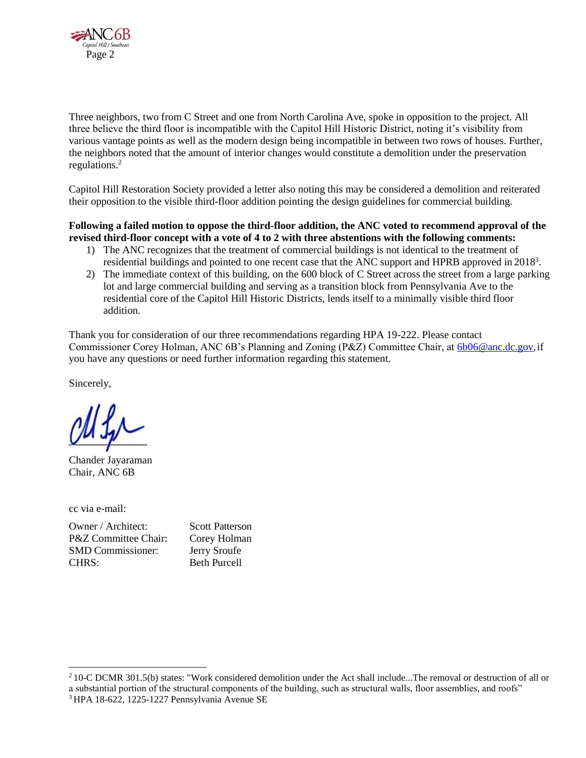Three neighbors, two from C Street and one from North Carolina Ave, spoke in opposition to the project. All three believe the third floor is incompatible with the Capitol Hill Historic District, noting it's visibility from various vantage points as well as the modern design being incompatible in between two rows of houses. Further, the neighbors noted that the amount of interior changes would constitute a demolition under the preservation regulations.[2]

Capitol Hill Restoration Society provided a letter also noting this may be considered a demolition and reiterated their opposition to the visible third-floor addition pointing the design guidelines for commercial building.

**Following a failed motion to oppose the third-floor addition, the ANC voted to recommend approval of the revised third-floor concept with a vote of 4 to 2 with three abstentions with the following comments:**

1) The ANC recognizes that the treatment of commercial buildings is not identical to the treatment of residential buildings and pointed to one recent case that the ANC support and HPRB approved in 2018[3].
2) The immediate context of this building, on the 600 block of C Street across the street from a large parking lot and large commercial building and serving as a transition block from Pennsylvania Ave to the residential core of the Capitol Hill Historic Districts, lends itself to a minimally visible third floor addition.

Thank you for consideration of our three recommendations regarding HPA 19-222. Please contact Commissioner Corey Holman, ANC 6B's Planning and Zoning (P&Z) Committee Chair, at 6b06@anc.dc.gov, if you have any questions or need further information regarding this statement.

Sincerely,

Chander Jayaraman
Chair, ANC 6B

cc via e-mail:

| | |
|---|---|
| Owner / Architect: | Scott Patterson |
| P&Z Committee Chair: | Corey Holman |
| SMD Commissioner: | Jerry Sroufe |
| CHRS: | Beth Purcell |

---

[2] 10-C DCMR 301.5(b) states: "Work considered demolition under the Act shall include...The removal or destruction of all or a substantial portion of the structural components of the building, such as structural walls, floor assemblies, and roofs"

[3] HPA 18-622, 1225-1227 Pennsylvania Avenue SE